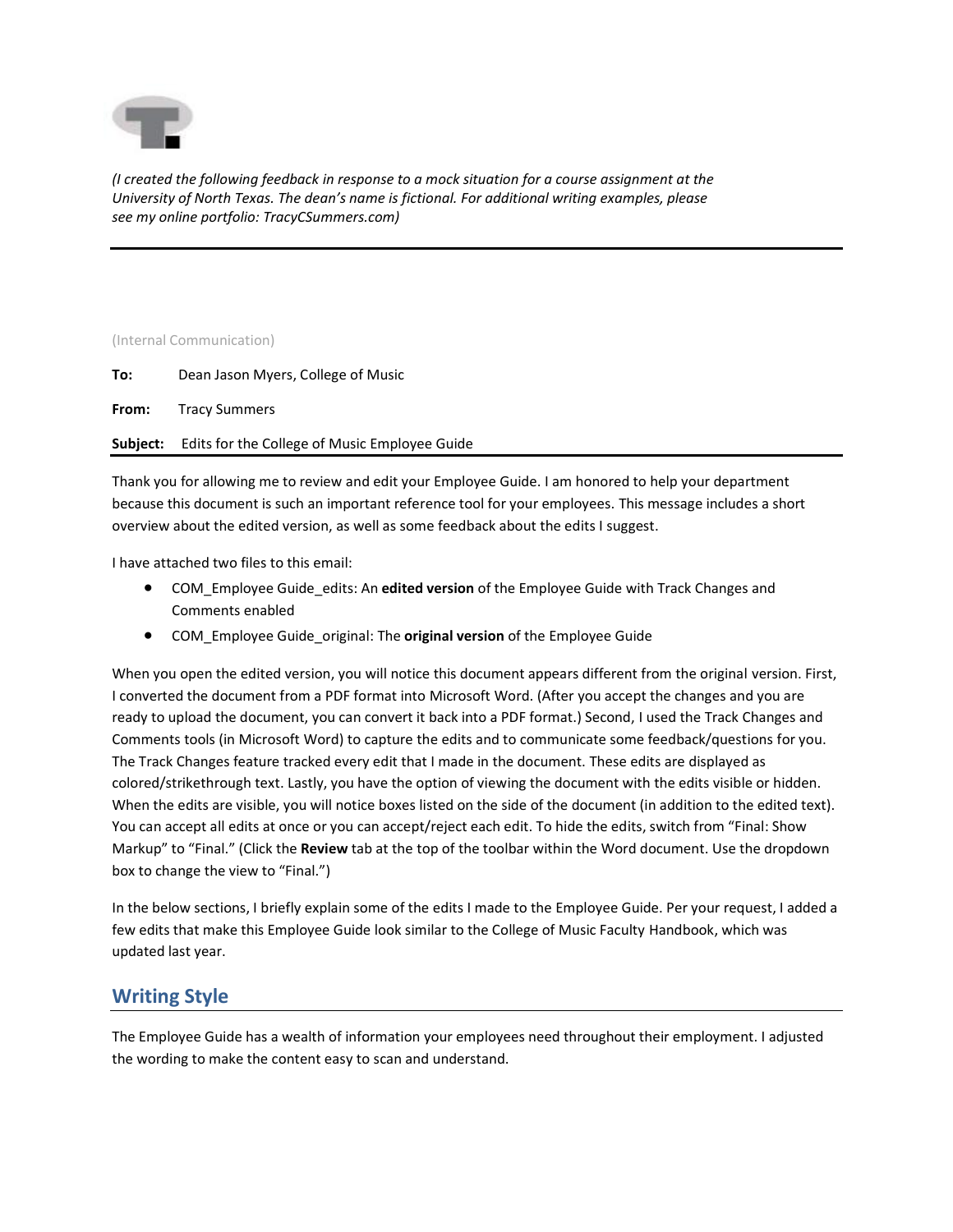*(I created the following feedback in response to a mock situation for a course assignment at the University of North Texas. The dean's name is fictional. For additional writing examples, please see my online portfolio: TracyCSummers.com)*

---

(Internal Communication)

**To:** Dean Jason Myers, College of Music

**From:** Tracy Summers

**Subject:** Edits for the College of Music Employee Guide

---

Thank you for allowing me to review and edit your Employee Guide. I am honored to help your department because this document is such an important reference tool for your employees. This message includes a short overview about the edited version, as well as some feedback about the edits I suggest.

I have attached two files to this email:

- COM_Employee Guide_edits: An **edited version** of the Employee Guide with Track Changes and Comments enabled
- COM_Employee Guide_original: The **original version** of the Employee Guide

When you open the edited version, you will notice this document appears different from the original version. First, I converted the document from a PDF format into Microsoft Word. (After you accept the changes and you are ready to upload the document, you can convert it back into a PDF format.) Second, I used the Track Changes and Comments tools (in Microsoft Word) to capture the edits and to communicate some feedback/questions for you. The Track Changes feature tracked every edit that I made in the document. These edits are displayed as colored/strikethrough text. Lastly, you have the option of viewing the document with the edits visible or hidden. When the edits are visible, you will notice boxes listed on the side of the document (in addition to the edited text). You can accept all edits at once or you can accept/reject each edit. To hide the edits, switch from "Final: Show Markup" to "Final." (Click the **Review** tab at the top of the toolbar within the Word document. Use the dropdown box to change the view to "Final.")

In the below sections, I briefly explain some of the edits I made to the Employee Guide. Per your request, I added a few edits that make this Employee Guide look similar to the College of Music Faculty Handbook, which was updated last year.

## Writing Style

The Employee Guide has a wealth of information your employees need throughout their employment. I adjusted the wording to make the content easy to scan and understand.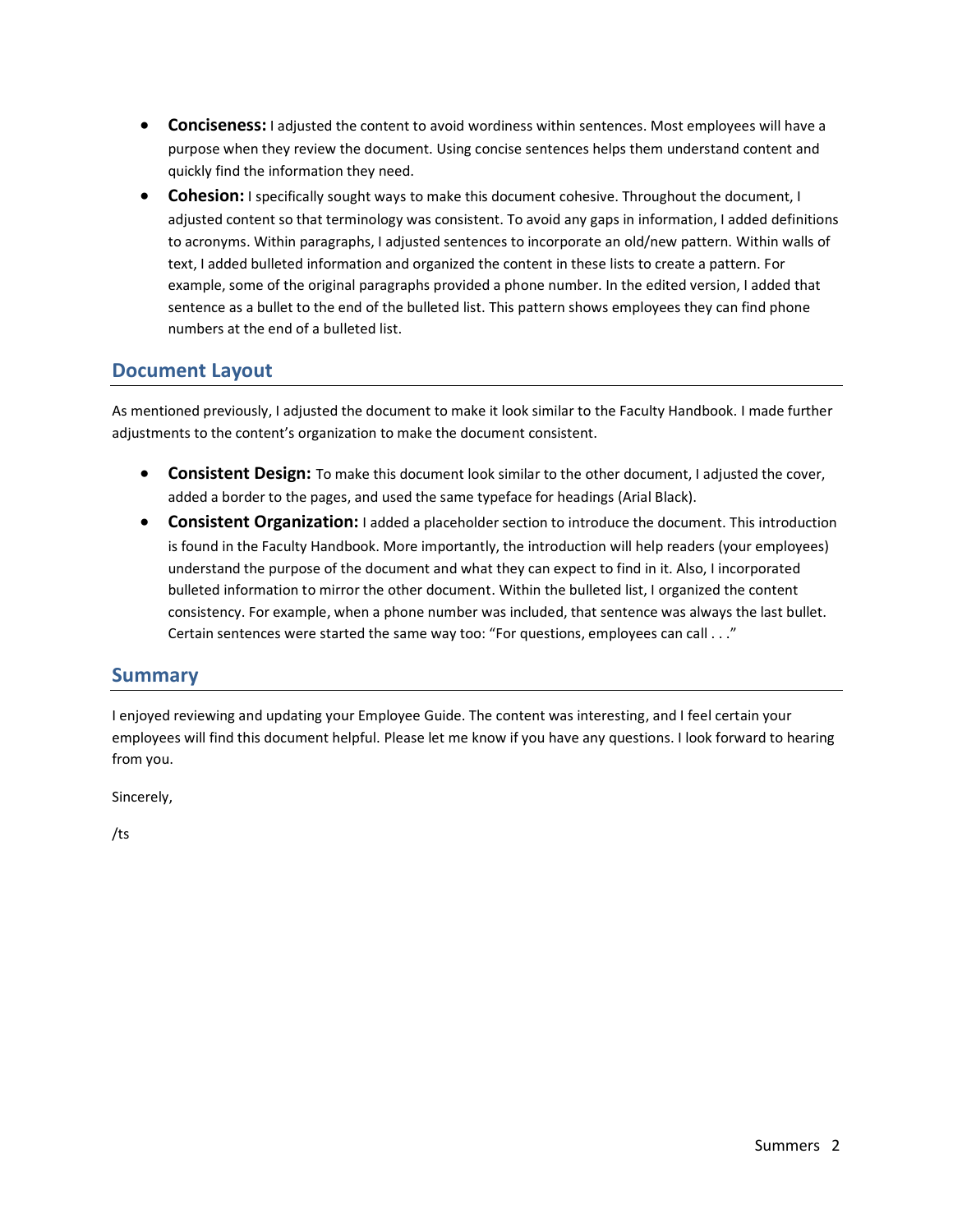- **Conciseness:** I adjusted the content to avoid wordiness within sentences. Most employees will have a purpose when they review the document. Using concise sentences helps them understand content and quickly find the information they need.
- **Cohesion:** I specifically sought ways to make this document cohesive. Throughout the document, I adjusted content so that terminology was consistent. To avoid any gaps in information, I added definitions to acronyms. Within paragraphs, I adjusted sentences to incorporate an old/new pattern. Within walls of text, I added bulleted information and organized the content in these lists to create a pattern. For example, some of the original paragraphs provided a phone number. In the edited version, I added that sentence as a bullet to the end of the bulleted list. This pattern shows employees they can find phone numbers at the end of a bulleted list.

## Document Layout

As mentioned previously, I adjusted the document to make it look similar to the Faculty Handbook. I made further adjustments to the content's organization to make the document consistent.

- **Consistent Design:** To make this document look similar to the other document, I adjusted the cover, added a border to the pages, and used the same typeface for headings (Arial Black).
- **Consistent Organization:** I added a placeholder section to introduce the document. This introduction is found in the Faculty Handbook. More importantly, the introduction will help readers (your employees) understand the purpose of the document and what they can expect to find in it. Also, I incorporated bulleted information to mirror the other document. Within the bulleted list, I organized the content consistency. For example, when a phone number was included, that sentence was always the last bullet. Certain sentences were started the same way too: "For questions, employees can call . . ."

## Summary

I enjoyed reviewing and updating your Employee Guide. The content was interesting, and I feel certain your employees will find this document helpful. Please let me know if you have any questions. I look forward to hearing from you.

Sincerely,

/ts